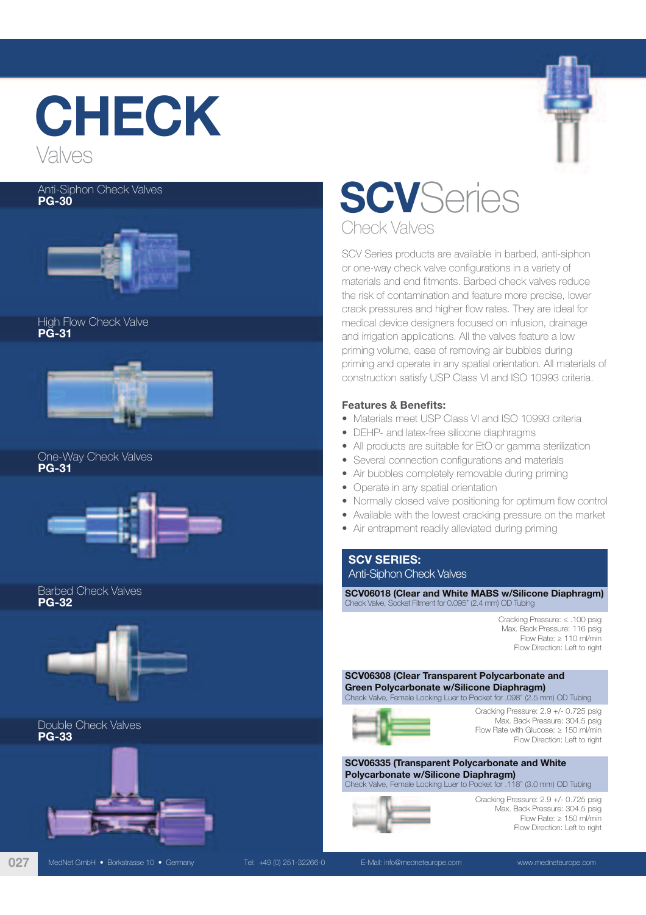# CHECK
Valves

Anti-Siphon Check Valves
**PG-30**

High Flow Check Valve
**PG-31**

One-Way Check Valves
**PG-31**

Barbed Check Valves
**PG-32**

Double Check Valves
**PG-33**

## SCVSeries
Check Valves

SCV Series products are available in barbed, anti-siphon or one-way check valve configurations in a variety of materials and end fitments. Barbed check valves reduce the risk of contamination and feature more precise, lower crack pressures and higher flow rates. They are ideal for medical device designers focused on infusion, drainage and irrigation applications. All the valves feature a low priming volume, ease of removing air bubbles during priming and operate in any spatial orientation. All materials of construction satisfy USP Class VI and ISO 10993 criteria.

**Features & Benefits:**

- Materials meet USP Class VI and ISO 10993 criteria
- DEHP- and latex-free silicone diaphragms
- All products are suitable for EtO or gamma sterilization
- Several connection configurations and materials
- Air bubbles completely removable during priming
- Operate in any spatial orientation
- Normally closed valve positioning for optimum flow control
- Available with the lowest cracking pressure on the market
- Air entrapment readily alleviated during priming

### SCV SERIES:
Anti-Siphon Check Valves

**SCV06018 (Clear and White MABS w/Silicone Diaphragm)**
Check Valve, Socket Fitment for 0.095" (2.4 mm) OD Tubing

Cracking Pressure: ≤ .100 psig
Max. Back Pressure: 116 psig
Flow Rate: ≥ 110 ml/min
Flow Direction: Left to right

**SCV06308 (Clear Transparent Polycarbonate and Green Polycarbonate w/Silicone Diaphragm)**
Check Valve, Female Locking Luer to Pocket for .098" (2.5 mm) OD Tubing

Cracking Pressure: 2.9 +/- 0.725 psig
Max. Back Pressure: 304.5 psig
Flow Rate with Glucose: ≥ 150 ml/min
Flow Direction: Left to right

**SCV06335 (Transparent Polycarbonate and White Polycarbonate w/Silicone Diaphragm)**
Check Valve, Female Locking Luer to Pocket for .118" (3.0 mm) OD Tubing

Cracking Pressure: 2.9 +/- 0.725 psig
Max. Back Pressure: 304.5 psig
Flow Rate: ≥ 150 ml/min
Flow Direction: Left to right

MedNet GmbH • Borkstrasse 10 • Germany Tel: +49 (0) 251-32266-0 E-Mail: info@medneteurope.com www.medneteurope.com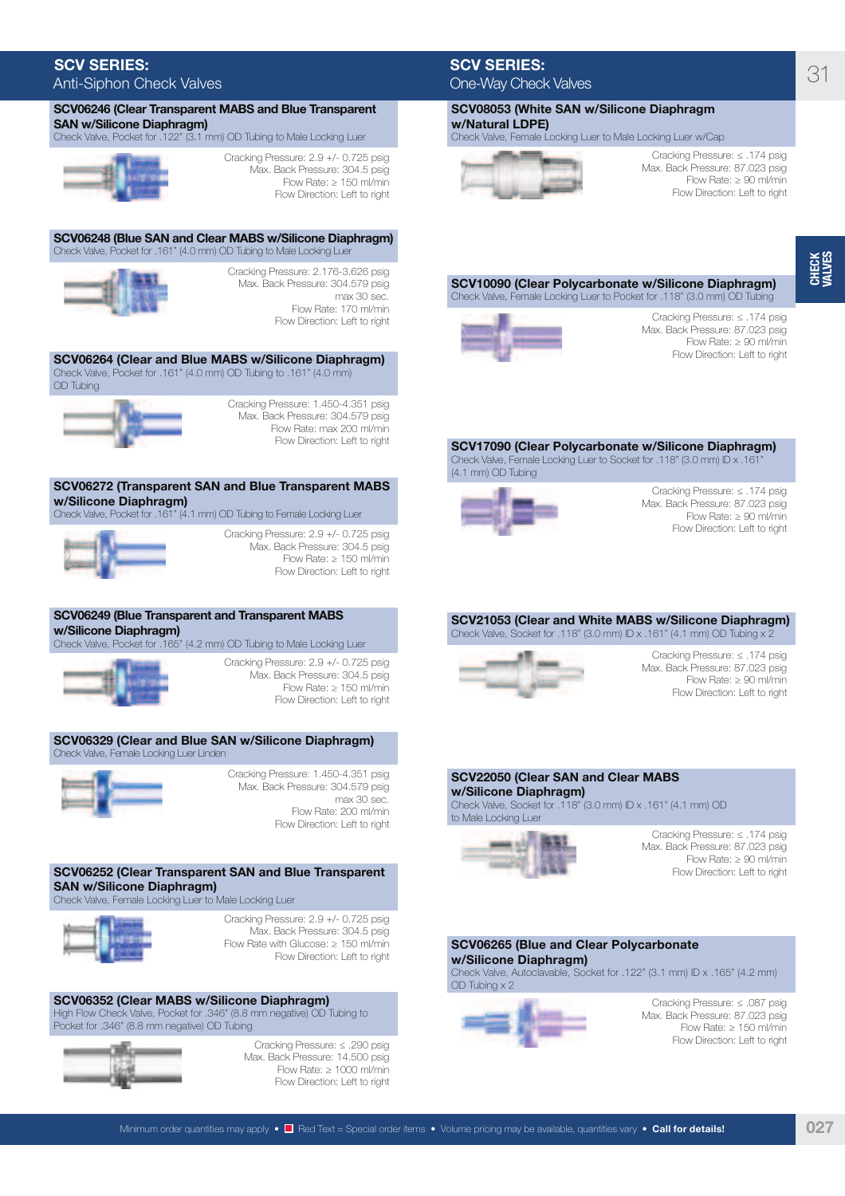## SCV SERIES:
### Anti-Siphon Check Valves

**SCV06246 (Clear Transparent MABS and Blue Transparent SAN w/Silicone Diaphragm)**
Check Valve, Pocket for .122" (3.1 mm) OD Tubing to Male Locking Luer

Cracking Pressure: 2.9 +/- 0.725 psig
Max. Back Pressure: 304.5 psig
Flow Rate: ≥ 150 ml/min
Flow Direction: Left to right

**SCV06248 (Blue SAN and Clear MABS w/Silicone Diaphragm)**
Check Valve, Pocket for .161" (4.0 mm) OD Tubing to Male Locking Luer

Cracking Pressure: 2.176-3.626 psig
Max. Back Pressure: 304.579 psig
max 30 sec.
Flow Rate: 170 ml/min
Flow Direction: Left to right

**SCV06264 (Clear and Blue MABS w/Silicone Diaphragm)**
Check Valve, Pocket for .161" (4.0 mm) OD Tubing to .161" (4.0 mm) OD Tubing

Cracking Pressure: 1.450-4.351 psig
Max. Back Pressure: 304.579 psig
Flow Rate: max 200 ml/min
Flow Direction: Left to right

**SCV06272 (Transparent SAN and Blue Transparent MABS w/Silicone Diaphragm)**
Check Valve, Pocket for .161" (4.1 mm) OD Tubing to Female Locking Luer

Cracking Pressure: 2.9 +/- 0.725 psig
Max. Back Pressure: 304.5 psig
Flow Rate: ≥ 150 ml/min
Flow Direction: Left to right

**SCV06249 (Blue Transparent and Transparent MABS w/Silicone Diaphragm)**
Check Valve, Pocket for .165" (4.2 mm) OD Tubing to Male Locking Luer

Cracking Pressure: 2.9 +/- 0.725 psig
Max. Back Pressure: 304.5 psig
Flow Rate: ≥ 150 ml/min
Flow Direction: Left to right

**SCV06329 (Clear and Blue SAN w/Silicone Diaphragm)**
Check Valve, Female Locking Luer Linden

Cracking Pressure: 1.450-4.351 psig
Max. Back Pressure: 304.579 psig
max 30 sec.
Flow Rate: 200 ml/min
Flow Direction: Left to right

**SCV06252 (Clear Transparent SAN and Blue Transparent SAN w/Silicone Diaphragm)**
Check Valve, Female Locking Luer to Male Locking Luer

Cracking Pressure: 2.9 +/- 0.725 psig
Max. Back Pressure: 304.5 psig
Flow Rate with Glucose: ≥ 150 ml/min
Flow Direction: Left to right

**SCV06352 (Clear MABS w/Silicone Diaphragm)**
High Flow Check Valve, Pocket for .346" (8.8 mm negative) OD Tubing to Pocket for .346" (8.8 mm negative) OD Tubing

Cracking Pressure: ≤ .290 psig
Max. Back Pressure: 14.500 psig
Flow Rate: ≥ 1000 ml/min
Flow Direction: Left to right

## SCV SERIES:
### One-Way Check Valves

**SCV08053 (White SAN w/Silicone Diaphragm w/Natural LDPE)**
Check Valve, Female Locking Luer to Male Locking Luer w/Cap

Cracking Pressure: ≤ .174 psig
Max. Back Pressure: 87.023 psig
Flow Rate: ≥ 90 ml/min
Flow Direction: Left to right

**SCV10090 (Clear Polycarbonate w/Silicone Diaphragm)**
Check Valve, Female Locking Luer to Pocket for .118" (3.0 mm) OD Tubing

Cracking Pressure: ≤ .174 psig
Max. Back Pressure: 87.023 psig
Flow Rate: ≥ 90 ml/min
Flow Direction: Left to right

**SCV17090 (Clear Polycarbonate w/Silicone Diaphragm)**
Check Valve, Female Locking Luer to Socket for .118" (3.0 mm) ID x .161" (4.1 mm) OD Tubing

Cracking Pressure: ≤ .174 psig
Max. Back Pressure: 87.023 psig
Flow Rate: ≥ 90 ml/min
Flow Direction: Left to right

**SCV21053 (Clear and White MABS w/Silicone Diaphragm)**
Check Valve, Socket for .118" (3.0 mm) ID x .161" (4.1 mm) OD Tubing x 2

Cracking Pressure: ≤ .174 psig
Max. Back Pressure: 87.023 psig
Flow Rate: ≥ 90 ml/min
Flow Direction: Left to right

**SCV22050 (Clear SAN and Clear MABS w/Silicone Diaphragm)**
Check Valve, Socket for .118" (3.0 mm) ID x .161" (4.1 mm) OD to Male Locking Luer

Cracking Pressure: ≤ .174 psig
Max. Back Pressure: 87.023 psig
Flow Rate: ≥ 90 ml/min
Flow Direction: Left to right

**SCV06265 (Blue and Clear Polycarbonate w/Silicone Diaphragm)**
Check Valve, Autoclavable, Socket for .122" (3.1 mm) ID x .165" (4.2 mm) OD Tubing x 2

Cracking Pressure: ≤ .087 psig
Max. Back Pressure: 87.023 psig
Flow Rate: ≥ 150 ml/min
Flow Direction: Left to right

Minimum order quantities may apply • Red Text = Special order items • Volume pricing may be available, quantities vary • **Call for details!**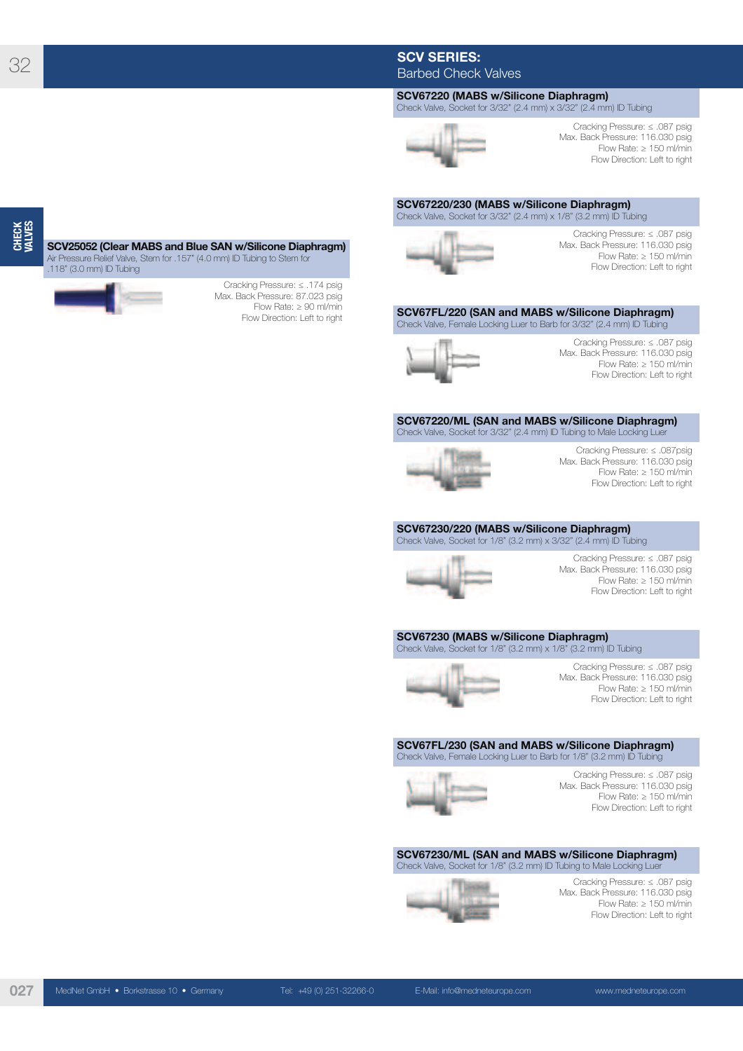# SCV SERIES:
## Barbed Check Valves

CHECK VALVES

### SCV25052 (Clear MABS and Blue SAN w/Silicone Diaphragm)
Air Pressure Relief Valve, Stem for .157" (4.0 mm) ID Tubing to Stem for .118" (3.0 mm) ID Tubing

Cracking Pressure: ≤ .174 psig
Max. Back Pressure: 87.023 psig
Flow Rate: ≥ 90 ml/min
Flow Direction: Left to right

### SCV67220 (MABS w/Silicone Diaphragm)
Check Valve, Socket for 3/32" (2.4 mm) x 3/32" (2.4 mm) ID Tubing

Cracking Pressure: ≤ .087 psig
Max. Back Pressure: 116.030 psig
Flow Rate: ≥ 150 ml/min
Flow Direction: Left to right

### SCV67220/230 (MABS w/Silicone Diaphragm)
Check Valve, Socket for 3/32" (2.4 mm) x 1/8" (3.2 mm) ID Tubing

Cracking Pressure: ≤ .087 psig
Max. Back Pressure: 116.030 psig
Flow Rate: ≥ 150 ml/min
Flow Direction: Left to right

### SCV67FL/220 (SAN and MABS w/Silicone Diaphragm)
Check Valve, Female Locking Luer to Barb for 3/32" (2.4 mm) ID Tubing

Cracking Pressure: ≤ .087 psig
Max. Back Pressure: 116.030 psig
Flow Rate: ≥ 150 ml/min
Flow Direction: Left to right

### SCV67220/ML (SAN and MABS w/Silicone Diaphragm)
Check Valve, Socket for 3/32" (2.4 mm) ID Tubing to Male Locking Luer

Cracking Pressure: ≤ .087psig
Max. Back Pressure: 116.030 psig
Flow Rate: ≥ 150 ml/min
Flow Direction: Left to right

### SCV67230/220 (MABS w/Silicone Diaphragm)
Check Valve, Socket for 1/8" (3.2 mm) x 3/32" (2.4 mm) ID Tubing

Cracking Pressure: ≤ .087 psig
Max. Back Pressure: 116.030 psig
Flow Rate: ≥ 150 ml/min
Flow Direction: Left to right

### SCV67230 (MABS w/Silicone Diaphragm)
Check Valve, Socket for 1/8" (3.2 mm) x 1/8" (3.2 mm) ID Tubing

Cracking Pressure: ≤ .087 psig
Max. Back Pressure: 116.030 psig
Flow Rate: ≥ 150 ml/min
Flow Direction: Left to right

### SCV67FL/230 (SAN and MABS w/Silicone Diaphragm)
Check Valve, Female Locking Luer to Barb for 1/8" (3.2 mm) ID Tubing

Cracking Pressure: ≤ .087 psig
Max. Back Pressure: 116.030 psig
Flow Rate: ≥ 150 ml/min
Flow Direction: Left to right

### SCV67230/ML (SAN and MABS w/Silicone Diaphragm)
Check Valve, Socket for 1/8" (3.2 mm) ID Tubing to Male Locking Luer

Cracking Pressure: ≤ .087 psig
Max. Back Pressure: 116.030 psig
Flow Rate: ≥ 150 ml/min
Flow Direction: Left to right

MedNet GmbH • Borkstrasse 10 • Germany    Tel: +49 (0) 251-32266-0    E-Mail: info@medneteurope.com    www.medneteurope.com